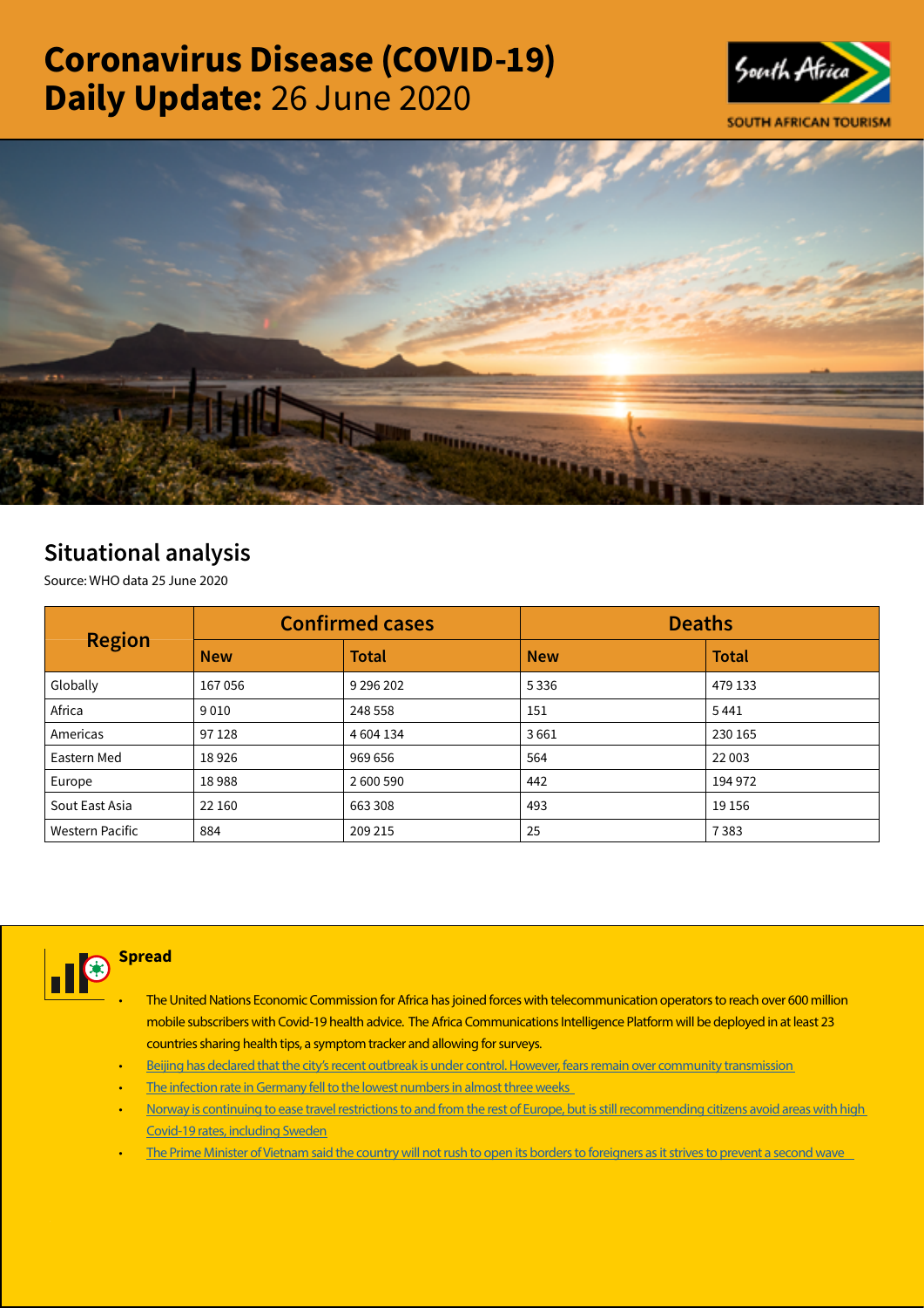# Coronavirus Disease (COVID-19) Daily Update: 26 June 2020

## Situational analysis

Source: WHO data 25 June 2020

| Region | Confirmed cases | | Deaths | |
|---|---|---|---|---|
| | New | Total | New | Total |
| Globally | 167 056 | 9 296 202 | 5 336 | 479 133 |
| Africa | 9 010 | 248 558 | 151 | 5 441 |
| Americas | 97 128 | 4 604 134 | 3 661 | 230 165 |
| Eastern Med | 18 926 | 969 656 | 564 | 22 003 |
| Europe | 18 988 | 2 600 590 | 442 | 194 972 |
| Sout East Asia | 22 160 | 663 308 | 493 | 19 156 |
| Western Pacific | 884 | 209 215 | 25 | 7 383 |

### Spread

- The United Nations Economic Commission for Africa has joined forces with telecommunication operators to reach over 600 million mobile subscribers with Covid-19 health advice. The Africa Communications Intelligence Platform will be deployed in at least 23 countries sharing health tips, a symptom tracker and allowing for surveys.
- Beijing has declared that the city's recent outbreak is under control. However, fears remain over community transmission
- The infection rate in Germany fell to the lowest numbers in almost three weeks
- Norway is continuing to ease travel restrictions to and from the rest of Europe, but is still recommending citizens avoid areas with high Covid-19 rates, including Sweden
- The Prime Minister of Vietnam said the country will not rush to open its borders to foreigners as it strives to prevent a second wave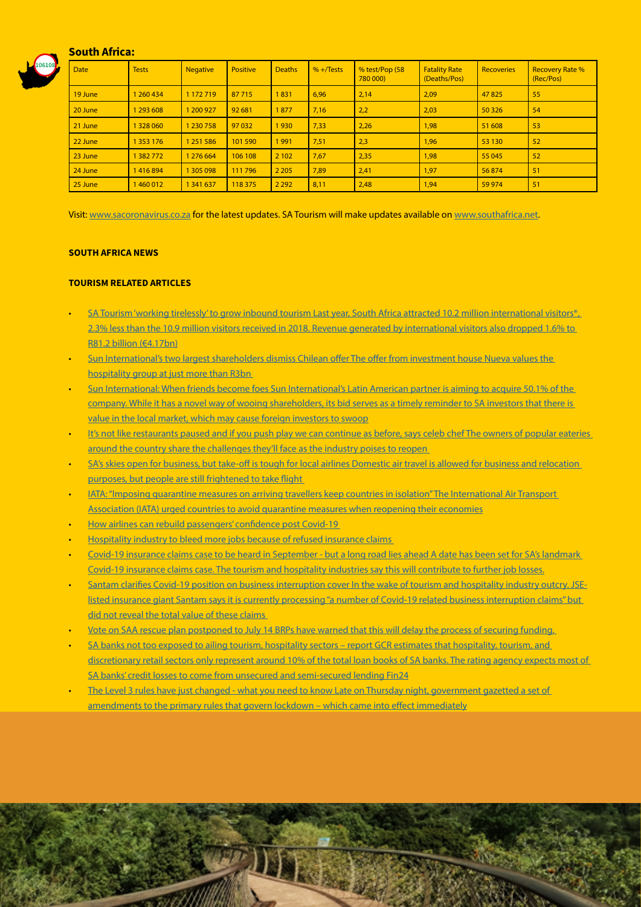## South Africa:

| Date | Tests | Negative | Positive | Deaths | % +/Tests | % test/Pop (58 780 000) | Fatality Rate (Deaths/Pos) | Recoveries | Recovery Rate % (Rec/Pos) |
|---|---|---|---|---|---|---|---|---|---|
| 19 June | 1 260 434 | 1 172 719 | 87 715 | 1 831 | 6,96 | 2,14 | 2,09 | 47 825 | 55 |
| 20 June | 1 293 608 | 1 200 927 | 92 681 | 1 877 | 7,16 | 2,2 | 2,03 | 50 326 | 54 |
| 21 June | 1 328 060 | 1 230 758 | 97 032 | 1 930 | 7,33 | 2,26 | 1,98 | 51 608 | 53 |
| 22 June | 1 353 176 | 1 251 586 | 101 590 | 1 991 | 7,51 | 2,3 | 1,96 | 53 130 | 52 |
| 23 June | 1 382 772 | 1 276 664 | 106 108 | 2 102 | 7,67 | 2,35 | 1,98 | 55 045 | 52 |
| 24 June | 1 416 894 | 1 305 098 | 111 796 | 2 205 | 7,89 | 2,41 | 1,97 | 56 874 | 51 |
| 25 June | 1 460 012 | 1 341 637 | 118 375 | 2 292 | 8,11 | 2,48 | 1,94 | 59 974 | 51 |

Visit: www.sacoronavirus.co.za for the latest updates. SA Tourism will make updates available on www.southafrica.net.

**SOUTH AFRICA NEWS**

**TOURISM RELATED ARTICLES**

- SA Tourism 'working tirelessly' to grow inbound tourism Last year, South Africa attracted 10.2 million international visitors*, 2.3% less than the 10.9 million visitors received in 2018. Revenue generated by international visitors also dropped 1.6% to R81.2 billion (€4.17bn)
- Sun International's two largest shareholders dismiss Chilean offer The offer from investment house Nueva values the hospitality group at just more than R3bn
- Sun International: When friends become foes Sun International's Latin American partner is aiming to acquire 50.1% of the company. While it has a novel way of wooing shareholders, its bid serves as a timely reminder to SA investors that there is value in the local market, which may cause foreign investors to swoop
- It's not like restaurants paused and if you push play we can continue as before, says celeb chef The owners of popular eateries around the country share the challenges they'll face as the industry poises to reopen
- SA's skies open for business, but take-off is tough for local airlines Domestic air travel is allowed for business and relocation purposes, but people are still frightened to take flight
- IATA: "Imposing quarantine measures on arriving travellers keep countries in isolation" The International Air Transport Association (IATA) urged countries to avoid quarantine measures when reopening their economies
- How airlines can rebuild passengers' confidence post Covid-19
- Hospitality industry to bleed more jobs because of refused insurance claims
- Covid-19 insurance claims case to be heard in September - but a long road lies ahead A date has been set for SA's landmark Covid-19 insurance claims case. The tourism and hospitality industries say this will contribute to further job losses.
- Santam clarifies Covid-19 position on business interruption cover In the wake of tourism and hospitality industry outcry, JSE-listed insurance giant Santam says it is currently processing "a number of Covid-19 related business interruption claims" but did not reveal the total value of these claims
- Vote on SAA rescue plan postponed to July 14 BRPs have warned that this will delay the process of securing funding.
- SA banks not too exposed to ailing tourism, hospitality sectors – report GCR estimates that hospitality, tourism, and discretionary retail sectors only represent around 10% of the total loan books of SA banks. The rating agency expects most of SA banks' credit losses to come from unsecured and semi-secured lending Fin24
- The Level 3 rules have just changed - what you need to know Late on Thursday night, government gazetted a set of amendments to the primary rules that govern lockdown – which came into effect immediately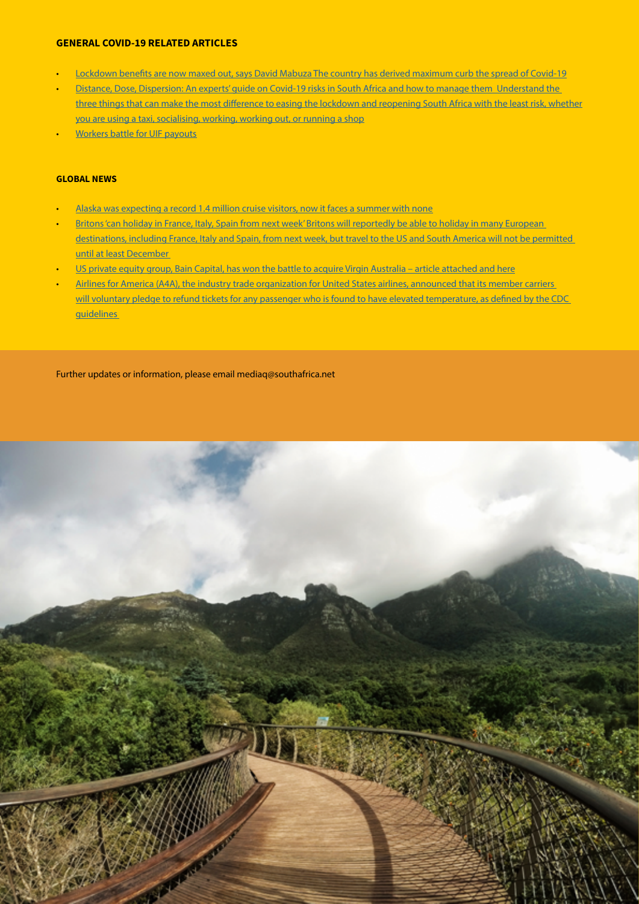## GENERAL COVID-19 RELATED ARTICLES

- Lockdown benefits are now maxed out, says David Mabuza The country has derived maximum curb the spread of Covid-19
- Distance, Dose, Dispersion: An experts' guide on Covid-19 risks in South Africa and how to manage them Understand the three things that can make the most difference to easing the lockdown and reopening South Africa with the least risk, whether you are using a taxi, socialising, working, working out, or running a shop
- Workers battle for UIF payouts

## GLOBAL NEWS

- Alaska was expecting a record 1.4 million cruise visitors, now it faces a summer with none
- Britons 'can holiday in France, Italy, Spain from next week' Britons will reportedly be able to holiday in many European destinations, including France, Italy and Spain, from next week, but travel to the US and South America will not be permitted until at least December
- US private equity group, Bain Capital, has won the battle to acquire Virgin Australia – article attached and here
- Airlines for America (A4A), the industry trade organization for United States airlines, announced that its member carriers will voluntary pledge to refund tickets for any passenger who is found to have elevated temperature, as defined by the CDC guidelines

Further updates or information, please email mediaq@southafrica.net